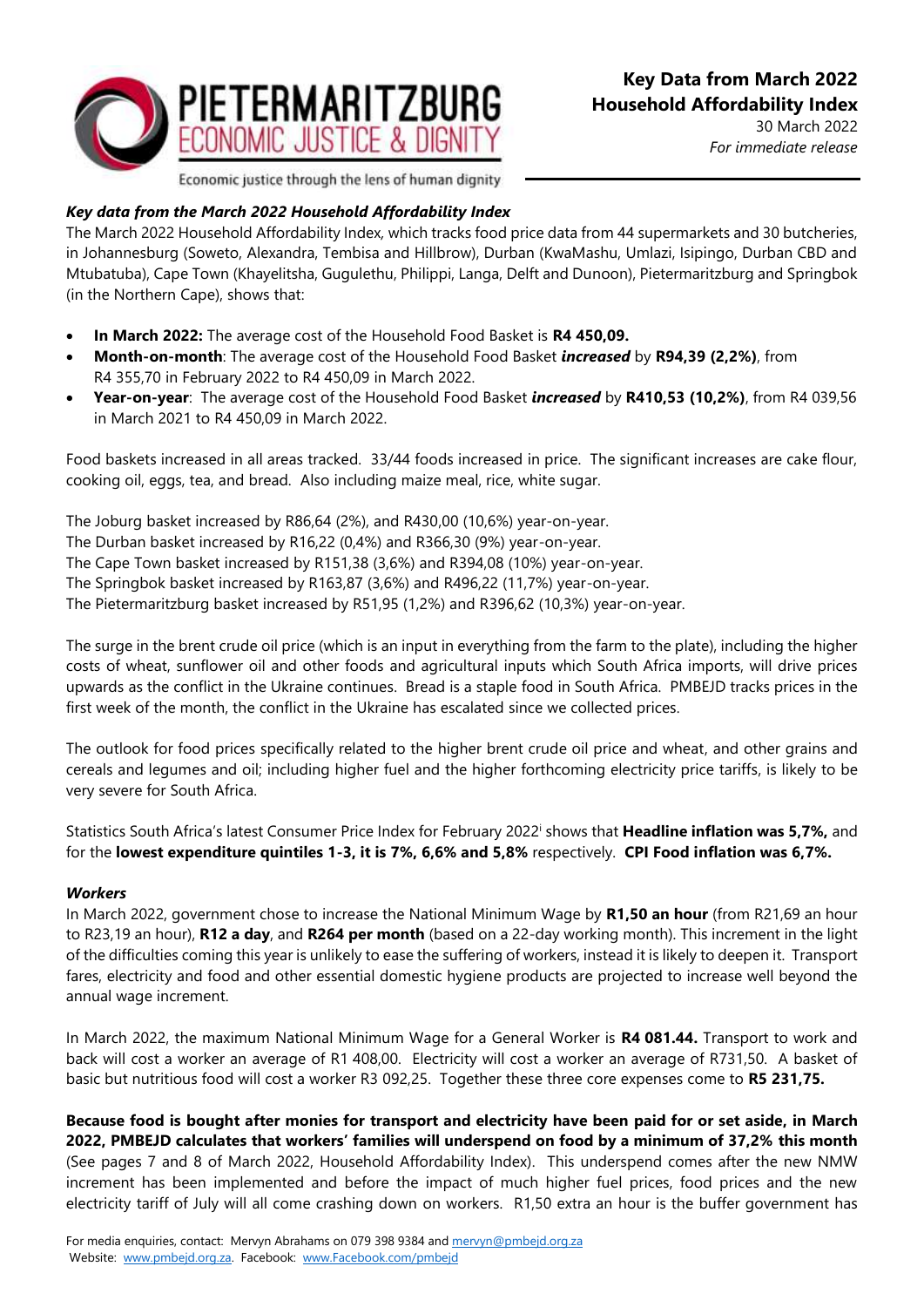PIETERMARITZBURG ECONOMIC JUSTICE & DIGNITY

Economic justice through the lens of human dignity

# Key Data from March 2022 Household Affordability Index

30 March 2022
*For immediate release*

***Key data from the March 2022 Household Affordability Index***

The March 2022 Household Affordability Index, which tracks food price data from 44 supermarkets and 30 butcheries, in Johannesburg (Soweto, Alexandra, Tembisa and Hillbrow), Durban (KwaMashu, Umlazi, Isipingo, Durban CBD and Mtubatuba), Cape Town (Khayelitsha, Gugulethu, Philippi, Langa, Delft and Dunoon), Pietermaritzburg and Springbok (in the Northern Cape), shows that:

- **In March 2022:** The average cost of the Household Food Basket is **R4 450,09.**
- **Month-on-month**: The average cost of the Household Food Basket ***increased*** by **R94,39 (2,2%)**, from R4 355,70 in February 2022 to R4 450,09 in March 2022.
- **Year-on-year**: The average cost of the Household Food Basket ***increased*** by **R410,53 (10,2%)**, from R4 039,56 in March 2021 to R4 450,09 in March 2022.

Food baskets increased in all areas tracked. 33/44 foods increased in price. The significant increases are cake flour, cooking oil, eggs, tea, and bread. Also including maize meal, rice, white sugar.

The Joburg basket increased by R86,64 (2%), and R430,00 (10,6%) year-on-year.
The Durban basket increased by R16,22 (0,4%) and R366,30 (9%) year-on-year.
The Cape Town basket increased by R151,38 (3,6%) and R394,08 (10%) year-on-year.
The Springbok basket increased by R163,87 (3,6%) and R496,22 (11,7%) year-on-year.
The Pietermaritzburg basket increased by R51,95 (1,2%) and R396,62 (10,3%) year-on-year.

The surge in the brent crude oil price (which is an input in everything from the farm to the plate), including the higher costs of wheat, sunflower oil and other foods and agricultural inputs which South Africa imports, will drive prices upwards as the conflict in the Ukraine continues. Bread is a staple food in South Africa. PMBEJD tracks prices in the first week of the month, the conflict in the Ukraine has escalated since we collected prices.

The outlook for food prices specifically related to the higher brent crude oil price and wheat, and other grains and cereals and legumes and oil; including higher fuel and the higher forthcoming electricity price tariffs, is likely to be very severe for South Africa.

Statistics South Africa's latest Consumer Price Index for February 2022[i] shows that **Headline inflation was 5,7%,** and for the **lowest expenditure quintiles 1-3, it is 7%, 6,6% and 5,8%** respectively. **CPI Food inflation was 6,7%.**

***Workers***

In March 2022, government chose to increase the National Minimum Wage by **R1,50 an hour** (from R21,69 an hour to R23,19 an hour), **R12 a day**, and **R264 per month** (based on a 22-day working month). This increment in the light of the difficulties coming this year is unlikely to ease the suffering of workers, instead it is likely to deepen it. Transport fares, electricity and food and other essential domestic hygiene products are projected to increase well beyond the annual wage increment.

In March 2022, the maximum National Minimum Wage for a General Worker is **R4 081.44.** Transport to work and back will cost a worker an average of R1 408,00. Electricity will cost a worker an average of R731,50. A basket of basic but nutritious food will cost a worker R3 092,25. Together these three core expenses come to **R5 231,75.**

**Because food is bought after monies for transport and electricity have been paid for or set aside, in March 2022, PMBEJD calculates that workers' families will underspend on food by a minimum of 37,2% this month** (See pages 7 and 8 of March 2022, Household Affordability Index). This underspend comes after the new NMW increment has been implemented and before the impact of much higher fuel prices, food prices and the new electricity tariff of July will all come crashing down on workers. R1,50 extra an hour is the buffer government has

For media enquiries, contact: Mervyn Abrahams on 079 398 9384 and mervyn@pmbejd.org.za
Website: www.pmbejd.org.za. Facebook: www.Facebook.com/pmbejd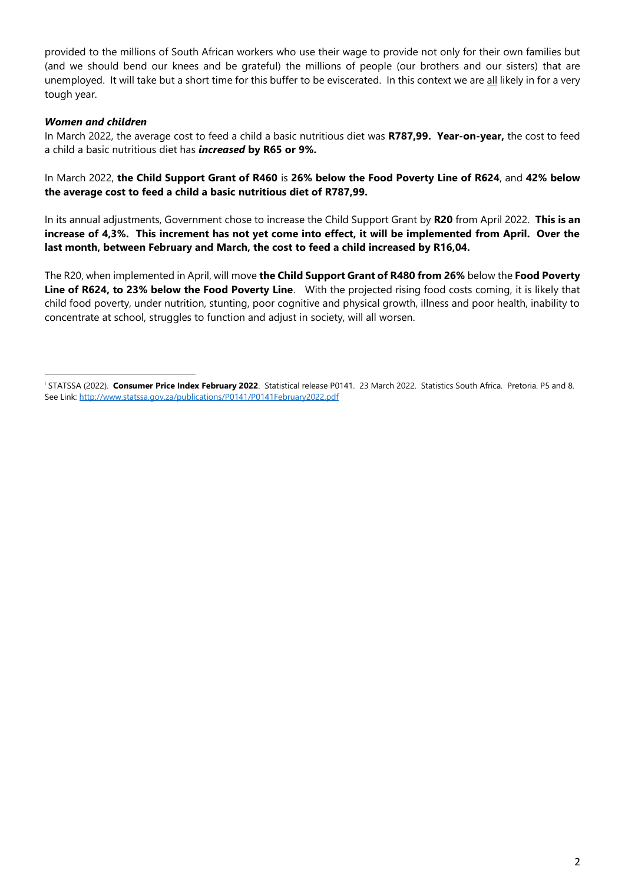provided to the millions of South African workers who use their wage to provide not only for their own families but (and we should bend our knees and be grateful) the millions of people (our brothers and our sisters) that are unemployed. It will take but a short time for this buffer to be eviscerated. In this context we are all likely in for a very tough year.

***Women and children***

In March 2022, the average cost to feed a child a basic nutritious diet was **R787,99. Year-on-year,** the cost to feed a child a basic nutritious diet has ***increased*** **by R65 or 9%.**

In March 2022, **the Child Support Grant of R460** is **26% below the Food Poverty Line of R624**, and **42% below the average cost to feed a child a basic nutritious diet of R787,99.**

In its annual adjustments, Government chose to increase the Child Support Grant by **R20** from April 2022. **This is an increase of 4,3%. This increment has not yet come into effect, it will be implemented from April. Over the last month, between February and March, the cost to feed a child increased by R16,04.**

The R20, when implemented in April, will move **the Child Support Grant of R480 from 26%** below the **Food Poverty Line of R624, to 23% below the Food Poverty Line**. With the projected rising food costs coming, it is likely that child food poverty, under nutrition, stunting, poor cognitive and physical growth, illness and poor health, inability to concentrate at school, struggles to function and adjust in society, will all worsen.

---

[i] STATSSA (2022). **Consumer Price Index February 2022**. Statistical release P0141. 23 March 2022. Statistics South Africa. Pretoria. P5 and 8. See Link: http://www.statssa.gov.za/publications/P0141/P0141February2022.pdf